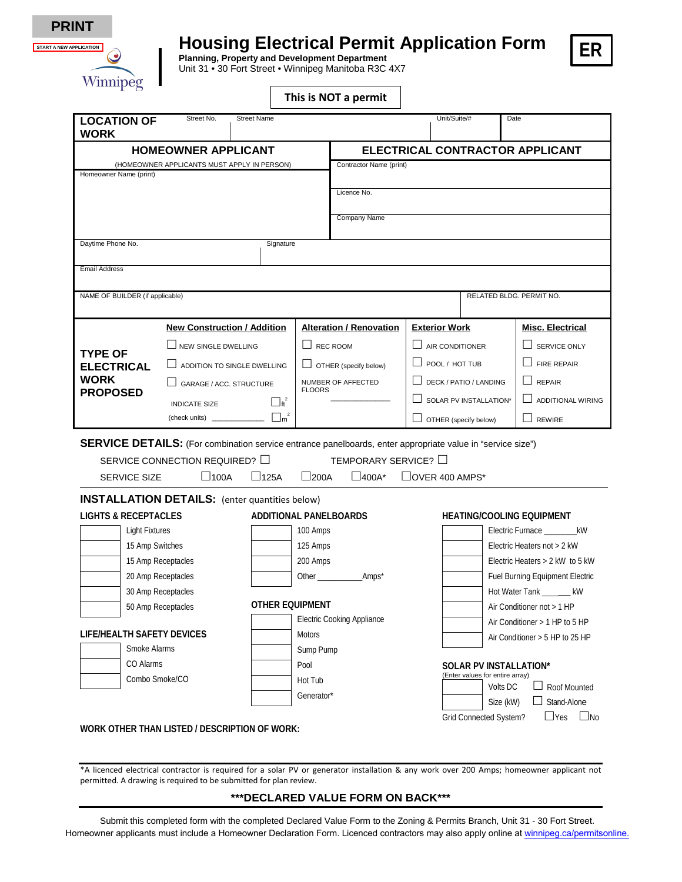PRINT

START A NEW APPLICATION

Winnipeg

# Housing Electrical Permit Application Form

**ER**

**Planning, Property and Development Department**
Unit 31 • 30 Fort Street • Winnipeg Manitoba R3C 4X7

**This is NOT a permit**

| **LOCATION OF WORK** | Street No. | Street Name | Unit/Suite/# | Date |
|---|---|---|---|---|

| **HOMEOWNER APPLICANT** | **ELECTRICAL CONTRACTOR APPLICANT** |
|---|---|
| (HOMEOWNER APPLICANTS MUST APPLY IN PERSON) | Contractor Name (print) |
| Homeowner Name (print) | Licence No. |
| | Company Name |
| Daytime Phone No. / Signature | |
| Email Address | |
| NAME OF BUILDER (if applicable) | RELATED BLDG. PERMIT NO. |

**TYPE OF ELECTRICAL WORK PROPOSED**

| New Construction / Addition | Alteration / Renovation | Exterior Work | Misc. Electrical |
|---|---|---|---|
| ☐ NEW SINGLE DWELLING | ☐ REC ROOM | ☐ AIR CONDITIONER | ☐ SERVICE ONLY |
| ☐ ADDITION TO SINGLE DWELLING | ☐ OTHER (specify below) | ☐ POOL / HOT TUB | ☐ FIRE REPAIR |
| ☐ GARAGE / ACC. STRUCTURE | NUMBER OF AFFECTED FLOORS ______________ | ☐ DECK / PATIO / LANDING | ☐ REPAIR |
| INDICATE SIZE (check units) ____________ ☐ft² ☐m² | | ☐ SOLAR PV INSTALLATION* | ☐ ADDITIONAL WIRING |
| | | ☐ OTHER (specify below) | ☐ REWIRE |

**SERVICE DETAILS:** (For combination service entrance panelboards, enter appropriate value in "service size")

SERVICE CONNECTION REQUIRED? ☐   TEMPORARY SERVICE? ☐

SERVICE SIZE ☐100A ☐125A ☐200A ☐400A* ☐OVER 400 AMPS*

**INSTALLATION DETAILS:** (enter quantities below)

**LIGHTS & RECEPTACLES**

| Qty | Item |
|---|---|
| | Light Fixtures |
| | 15 Amp Switches |
| | 15 Amp Receptacles |
| | 20 Amp Receptacles |
| | 30 Amp Receptacles |
| | 50 Amp Receptacles |

**LIFE/HEALTH SAFETY DEVICES**

| Qty | Item |
|---|---|
| | Smoke Alarms |
| | CO Alarms |
| | Combo Smoke/CO |

**ADDITIONAL PANELBOARDS**

| Qty | Item |
|---|---|
| | 100 Amps |
| | 125 Amps |
| | 200 Amps |
| | Other __________Amps* |

**OTHER EQUIPMENT**

| Qty | Item |
|---|---|
| | Electric Cooking Appliance |
| | Motors |
| | Sump Pump |
| | Pool |
| | Hot Tub |
| | Generator* |

**HEATING/COOLING EQUIPMENT**

| Qty | Item |
|---|---|
| | Electric Furnace _______kW |
| | Electric Heaters not > 2 kW |
| | Electric Heaters > 2 kW to 5 kW |
| | Fuel Burning Equipment Electric |
| | Hot Water Tank _____ kW |
| | Air Conditioner not > 1 HP |
| | Air Conditioner > 1 HP to 5 HP |
| | Air Conditioner > 5 HP to 25 HP |

**SOLAR PV INSTALLATION***
(Enter values for entire array)

| Qty | Item | |
|---|---|---|
| | Volts DC | ☐ Roof Mounted |
| | Size (kW) | ☐ Stand-Alone |

Grid Connected System? ☐Yes ☐No

**WORK OTHER THAN LISTED / DESCRIPTION OF WORK:**

*A licenced electrical contractor is required for a solar PV or generator installation & any work over 200 Amps; homeowner applicant not permitted. A drawing is required to be submitted for plan review.

**\*\*\*DECLARED VALUE FORM ON BACK\*\*\***

Submit this completed form with the completed Declared Value Form to the Zoning & Permits Branch, Unit 31 - 30 Fort Street. Homeowner applicants must include a Homeowner Declaration Form. Licenced contractors may also apply online at winnipeg.ca/permitsonline.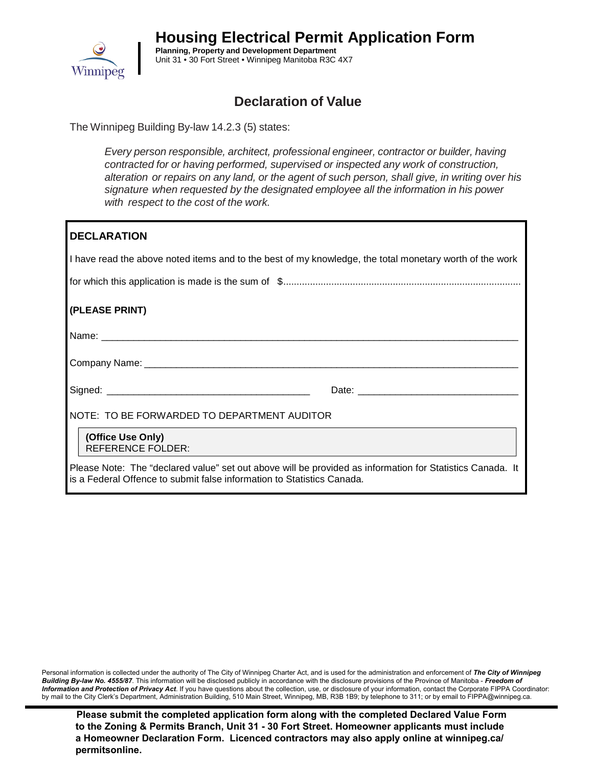# Housing Electrical Permit Application Form

**Planning, Property and Development Department**
Unit 31 • 30 Fort Street • Winnipeg Manitoba R3C 4X7

## Declaration of Value

The Winnipeg Building By-law 14.2.3 (5) states:

*Every person responsible, architect, professional engineer, contractor or builder, having contracted for or having performed, supervised or inspected any work of construction, alteration or repairs on any land, or the agent of such person, shall give, in writing over his signature when requested by the designated employee all the information in his power with respect to the cost of the work.*

### DECLARATION

I have read the above noted items and to the best of my knowledge, the total monetary worth of the work

for which this application is made is the sum of $.........................................................................................

**(PLEASE PRINT)**

Name: ______________________________________________________________________________

Company Name: ______________________________________________________________________

Signed: _____________________________________ Date: _____________________________

NOTE: TO BE FORWARDED TO DEPARTMENT AUDITOR

**(Office Use Only)**
REFERENCE FOLDER:

Please Note: The "declared value" set out above will be provided as information for Statistics Canada. It is a Federal Offence to submit false information to Statistics Canada.

Personal information is collected under the authority of The City of Winnipeg Charter Act, and is used for the administration and enforcement of ***The City of Winnipeg Building By-law No. 4555/87***. This information will be disclosed publicly in accordance with the disclosure provisions of the Province of Manitoba - ***Freedom of Information and Protection of Privacy Act***. If you have questions about the collection, use, or disclosure of your information, contact the Corporate FIPPA Coordinator: by mail to the City Clerk's Department, Administration Building, 510 Main Street, Winnipeg, MB, R3B 1B9; by telephone to 311; or by email to FIPPA@winnipeg.ca.

**Please submit the completed application form along with the completed Declared Value Form to the Zoning & Permits Branch, Unit 31 - 30 Fort Street. Homeowner applicants must include a Homeowner Declaration Form. Licenced contractors may also apply online at winnipeg.ca/permitsonline.**